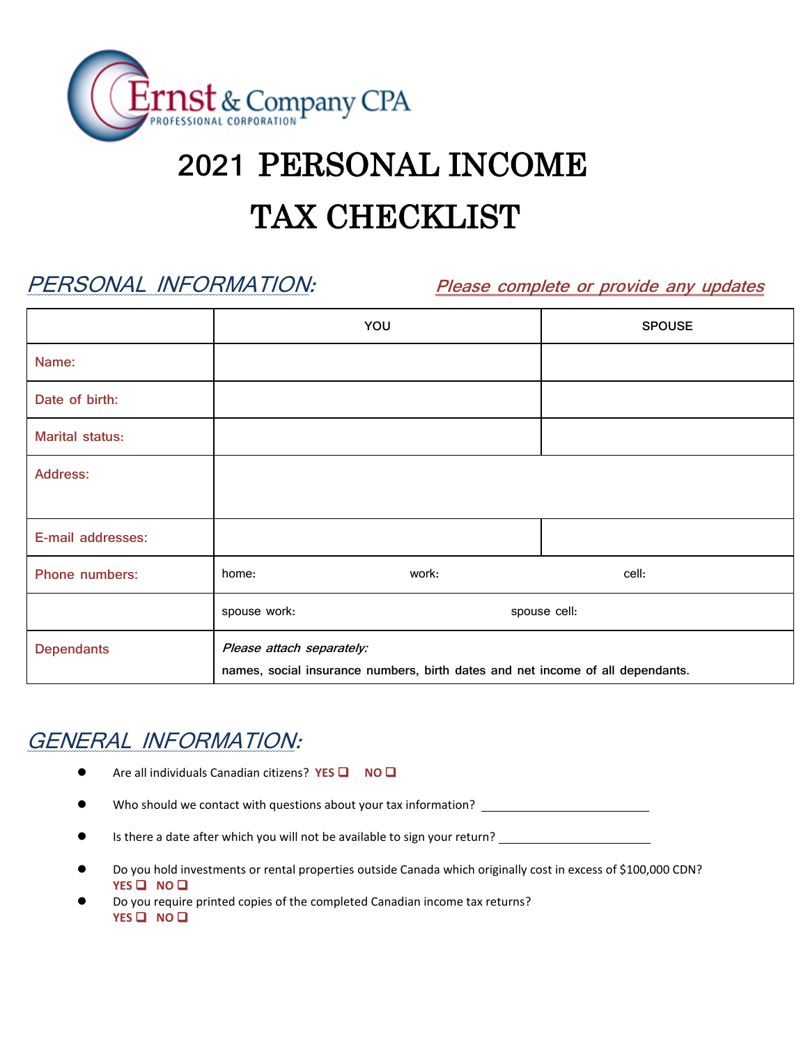Ernst & Company CPA
PROFESSIONAL CORPORATION

# 2021 PERSONAL INCOME TAX CHECKLIST

## *PERSONAL INFORMATION:*

*Please complete or provide any updates*

| | YOU | SPOUSE |
|---|---|---|
| Name: | | |
| Date of birth: | | |
| Marital status: | | |
| Address: | | |
| E-mail addresses: | | |
| Phone numbers: | home: work: cell: | |
| | spouse work: spouse cell: | |
| Dependants | *Please attach separately:* names, social insurance numbers, birth dates and net income of all dependants. | |

## *GENERAL INFORMATION:*

- Are all individuals Canadian citizens? **YES** ❑ **NO** ❑
- Who should we contact with questions about your tax information? \_\_\_\_\_\_\_\_\_\_\_\_\_\_\_\_\_\_\_\_\_\_\_\_
- Is there a date after which you will not be available to sign your return? \_\_\_\_\_\_\_\_\_\_\_\_\_\_\_\_\_\_\_\_\_\_\_\_
- Do you hold investments or rental properties outside Canada which originally cost in excess of $100,000 CDN? **YES** ❑ **NO** ❑
- Do you require printed copies of the completed Canadian income tax returns? **YES** ❑ **NO** ❑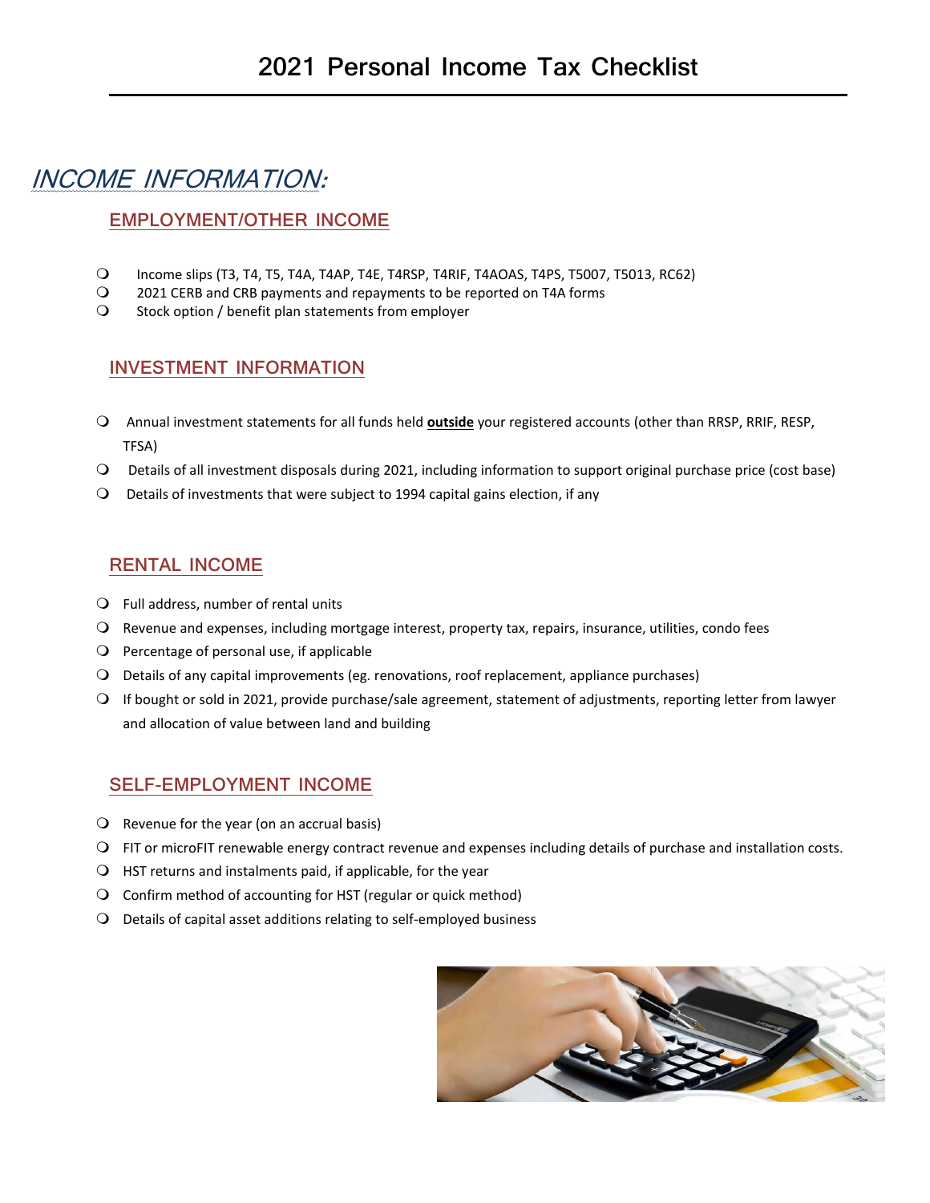# 2021 Personal Income Tax Checklist

## INCOME INFORMATION:

### EMPLOYMENT/OTHER INCOME

- Income slips (T3, T4, T5, T4A, T4AP, T4E, T4RSP, T4RIF, T4AOAS, T4PS, T5007, T5013, RC62)
- 2021 CERB and CRB payments and repayments to be reported on T4A forms
- Stock option / benefit plan statements from employer

### INVESTMENT INFORMATION

- Annual investment statements for all funds held **outside** your registered accounts (other than RRSP, RRIF, RESP, TFSA)
- Details of all investment disposals during 2021, including information to support original purchase price (cost base)
- Details of investments that were subject to 1994 capital gains election, if any

### RENTAL INCOME

- Full address, number of rental units
- Revenue and expenses, including mortgage interest, property tax, repairs, insurance, utilities, condo fees
- Percentage of personal use, if applicable
- Details of any capital improvements (eg. renovations, roof replacement, appliance purchases)
- If bought or sold in 2021, provide purchase/sale agreement, statement of adjustments, reporting letter from lawyer and allocation of value between land and building

### SELF-EMPLOYMENT INCOME

- Revenue for the year (on an accrual basis)
- FIT or microFIT renewable energy contract revenue and expenses including details of purchase and installation costs.
- HST returns and instalments paid, if applicable, for the year
- Confirm method of accounting for HST (regular or quick method)
- Details of capital asset additions relating to self-employed business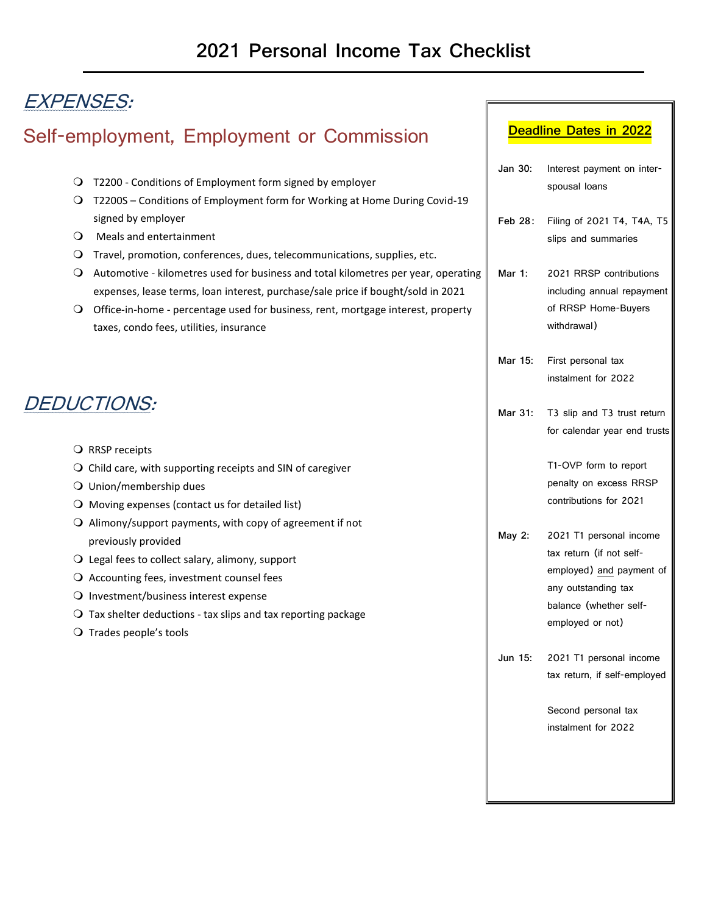# 2021 Personal Income Tax Checklist

## *EXPENSES:*

### Self-employment, Employment or Commission

- T2200 - Conditions of Employment form signed by employer
- T2200S – Conditions of Employment form for Working at Home During Covid-19 signed by employer
- Meals and entertainment
- Travel, promotion, conferences, dues, telecommunications, supplies, etc.
- Automotive - kilometres used for business and total kilometres per year, operating expenses, lease terms, loan interest, purchase/sale price if bought/sold in 2021
- Office-in-home - percentage used for business, rent, mortgage interest, property taxes, condo fees, utilities, insurance

## *DEDUCTIONS:*

- RRSP receipts
- Child care, with supporting receipts and SIN of caregiver
- Union/membership dues
- Moving expenses (contact us for detailed list)
- Alimony/support payments, with copy of agreement if not previously provided
- Legal fees to collect salary, alimony, support
- Accounting fees, investment counsel fees
- Investment/business interest expense
- Tax shelter deductions - tax slips and tax reporting package
- Trades people's tools

## Deadline Dates in 2022

**Jan 30:** Interest payment on inter-spousal loans

**Feb 28:** Filing of 2021 T4, T4A, T5 slips and summaries

**Mar 1:** 2021 RRSP contributions including annual repayment of RRSP Home-Buyers withdrawal)

**Mar 15:** First personal tax instalment for 2022

**Mar 31:** T3 slip and T3 trust return for calendar year end trusts

T1-OVP form to report penalty on excess RRSP contributions for 2021

**May 2:** 2021 T1 personal income tax return (if not self-employed) and payment of any outstanding tax balance (whether self-employed or not)

**Jun 15:** 2021 T1 personal income tax return, if self-employed

Second personal tax instalment for 2022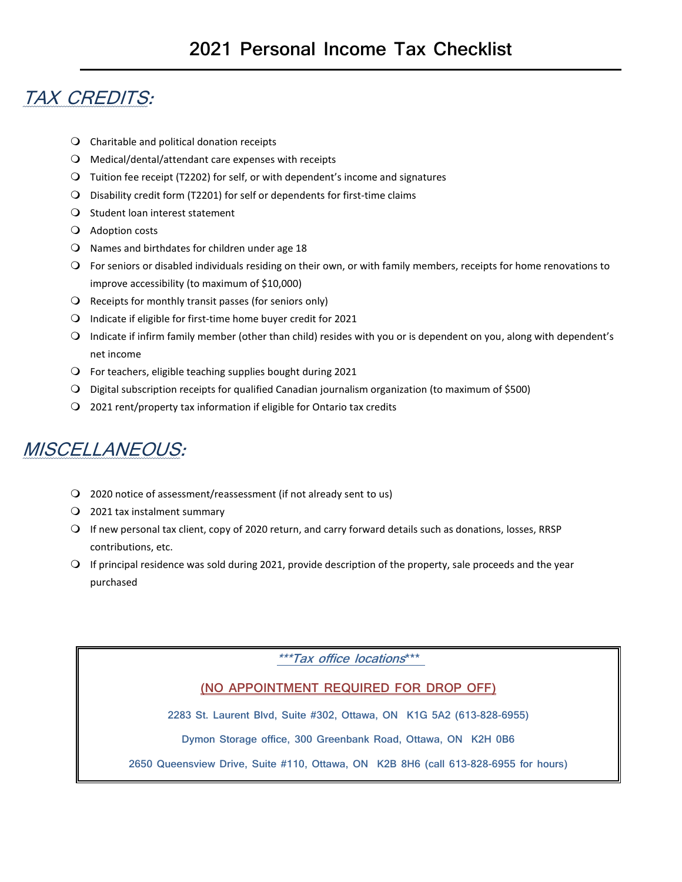# 2021 Personal Income Tax Checklist

## *TAX CREDITS:*

- Charitable and political donation receipts
- Medical/dental/attendant care expenses with receipts
- Tuition fee receipt (T2202) for self, or with dependent's income and signatures
- Disability credit form (T2201) for self or dependents for first-time claims
- Student loan interest statement
- Adoption costs
- Names and birthdates for children under age 18
- For seniors or disabled individuals residing on their own, or with family members, receipts for home renovations to improve accessibility (to maximum of $10,000)
- Receipts for monthly transit passes (for seniors only)
- Indicate if eligible for first-time home buyer credit for 2021
- Indicate if infirm family member (other than child) resides with you or is dependent on you, along with dependent's net income
- For teachers, eligible teaching supplies bought during 2021
- Digital subscription receipts for qualified Canadian journalism organization (to maximum of $500)
- 2021 rent/property tax information if eligible for Ontario tax credits

## *MISCELLANEOUS:*

- 2020 notice of assessment/reassessment (if not already sent to us)
- 2021 tax instalment summary
- If new personal tax client, copy of 2020 return, and carry forward details such as donations, losses, RRSP contributions, etc.
- If principal residence was sold during 2021, provide description of the property, sale proceeds and the year purchased

*\*\*\*Tax office locations\*\*\**

(NO APPOINTMENT REQUIRED FOR DROP OFF)

2283 St. Laurent Blvd, Suite #302, Ottawa, ON K1G 5A2 (613-828-6955)

Dymon Storage office, 300 Greenbank Road, Ottawa, ON K2H 0B6

2650 Queensview Drive, Suite #110, Ottawa, ON K2B 8H6 (call 613-828-6955 for hours)